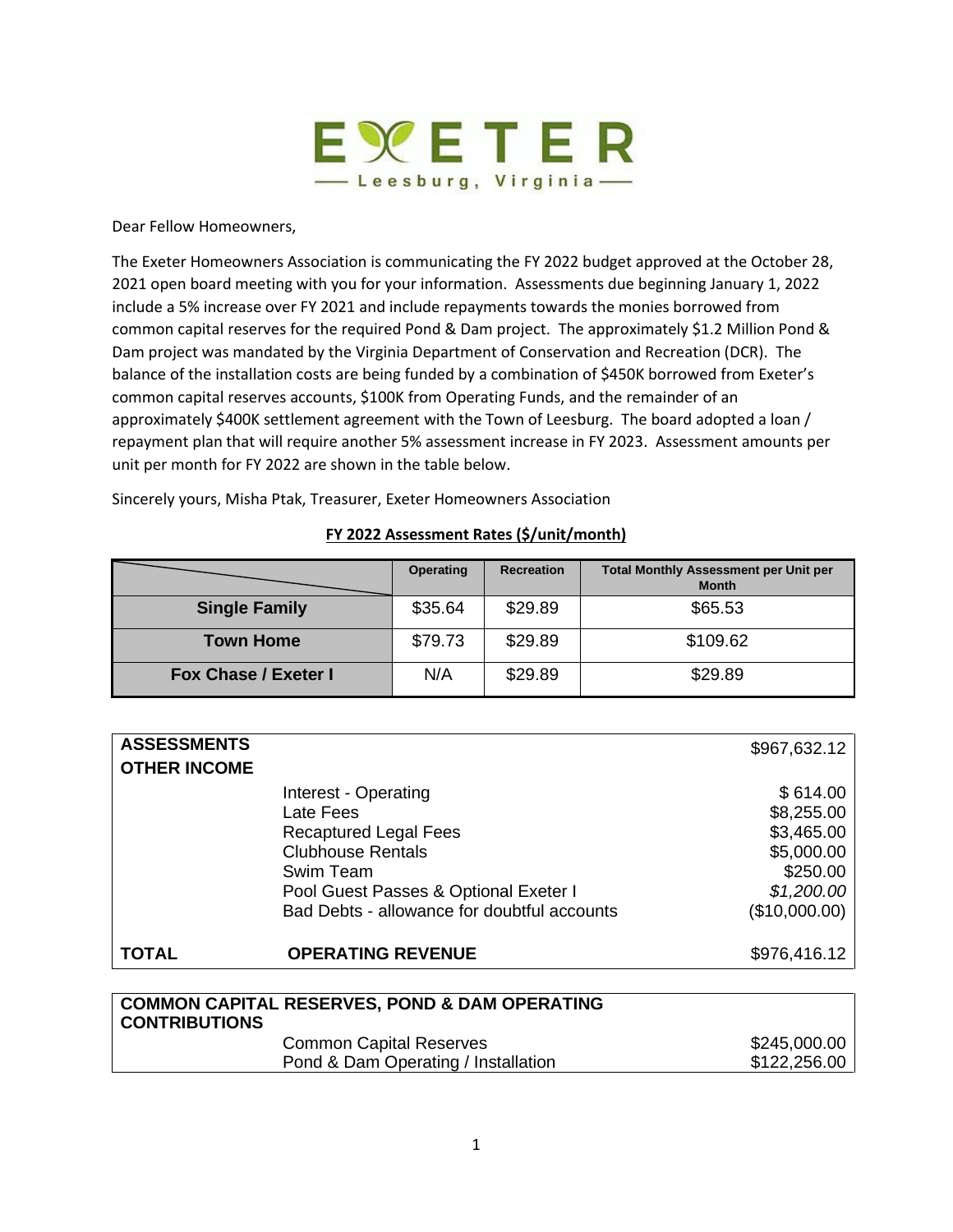# EXETER

Leesburg, Virginia

Dear Fellow Homeowners,

The Exeter Homeowners Association is communicating the FY 2022 budget approved at the October 28, 2021 open board meeting with you for your information. Assessments due beginning January 1, 2022 include a 5% increase over FY 2021 and include repayments towards the monies borrowed from common capital reserves for the required Pond & Dam project. The approximately \$1.2 Million Pond & Dam project was mandated by the Virginia Department of Conservation and Recreation (DCR). The balance of the installation costs are being funded by a combination of \$450K borrowed from Exeter's common capital reserves accounts, \$100K from Operating Funds, and the remainder of an approximately \$400K settlement agreement with the Town of Leesburg. The board adopted a loan / repayment plan that will require another 5% assessment increase in FY 2023. Assessment amounts per unit per month for FY 2022 are shown in the table below.

Sincerely yours, Misha Ptak, Treasurer, Exeter Homeowners Association

**FY 2022 Assessment Rates (\$/unit/month)**

| | Operating | Recreation | Total Monthly Assessment per Unit per Month |
|---|---|---|---|
| **Single Family** | \$35.64 | \$29.89 | \$65.53 |
| **Town Home** | \$79.73 | \$29.89 | \$109.62 |
| **Fox Chase / Exeter I** | N/A | \$29.89 | \$29.89 |

| | | |
|---|---|---|
| **ASSESSMENTS** | | \$967,632.12 |
| **OTHER INCOME** | | |
| | Interest - Operating | \$ 614.00 |
| | Late Fees | \$8,255.00 |
| | Recaptured Legal Fees | \$3,465.00 |
| | Clubhouse Rentals | \$5,000.00 |
| | Swim Team | \$250.00 |
| | Pool Guest Passes & Optional Exeter I | *\$1,200.00* |
| | Bad Debts - allowance for doubtful accounts | (\$10,000.00) |
| **TOTAL** | **OPERATING REVENUE** | \$976,416.12 |

| | | |
|---|---|---|
| **COMMON CAPITAL RESERVES, POND & DAM OPERATING CONTRIBUTIONS** | | |
| | Common Capital Reserves | \$245,000.00 |
| | Pond & Dam Operating / Installation | \$122,256.00 |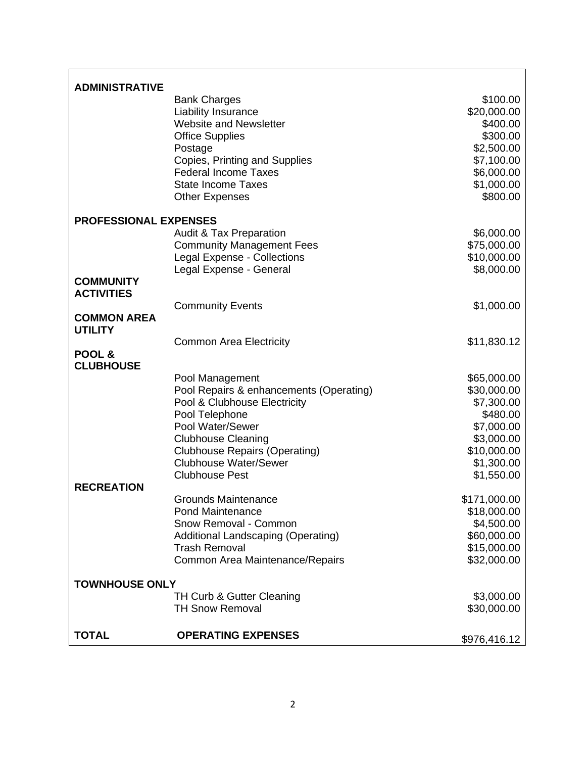| | | |
|---|---|---|
| **ADMINISTRATIVE** | | |
| | Bank Charges | \$100.00 |
| | Liability Insurance | \$20,000.00 |
| | Website and Newsletter | \$400.00 |
| | Office Supplies | \$300.00 |
| | Postage | \$2,500.00 |
| | Copies, Printing and Supplies | \$7,100.00 |
| | Federal Income Taxes | \$6,000.00 |
| | State Income Taxes | \$1,000.00 |
| | Other Expenses | \$800.00 |
| **PROFESSIONAL EXPENSES** | | |
| | Audit & Tax Preparation | \$6,000.00 |
| | Community Management Fees | \$75,000.00 |
| | Legal Expense - Collections | \$10,000.00 |
| | Legal Expense - General | \$8,000.00 |
| **COMMUNITY ACTIVITIES** | | |
| | Community Events | \$1,000.00 |
| **COMMON AREA UTILITY** | | |
| | Common Area Electricity | \$11,830.12 |
| **POOL & CLUBHOUSE** | | |
| | Pool Management | \$65,000.00 |
| | Pool Repairs & enhancements (Operating) | \$30,000.00 |
| | Pool & Clubhouse Electricity | \$7,300.00 |
| | Pool Telephone | \$480.00 |
| | Pool Water/Sewer | \$7,000.00 |
| | Clubhouse Cleaning | \$3,000.00 |
| | Clubhouse Repairs (Operating) | \$10,000.00 |
| | Clubhouse Water/Sewer | \$1,300.00 |
| | Clubhouse Pest | \$1,550.00 |
| **RECREATION** | | |
| | Grounds Maintenance | \$171,000.00 |
| | Pond Maintenance | \$18,000.00 |
| | Snow Removal - Common | \$4,500.00 |
| | Additional Landscaping (Operating) | \$60,000.00 |
| | Trash Removal | \$15,000.00 |
| | Common Area Maintenance/Repairs | \$32,000.00 |
| **TOWNHOUSE ONLY** | | |
| | TH Curb & Gutter Cleaning | \$3,000.00 |
| | TH Snow Removal | \$30,000.00 |
| **TOTAL** | **OPERATING EXPENSES** | \$976,416.12 |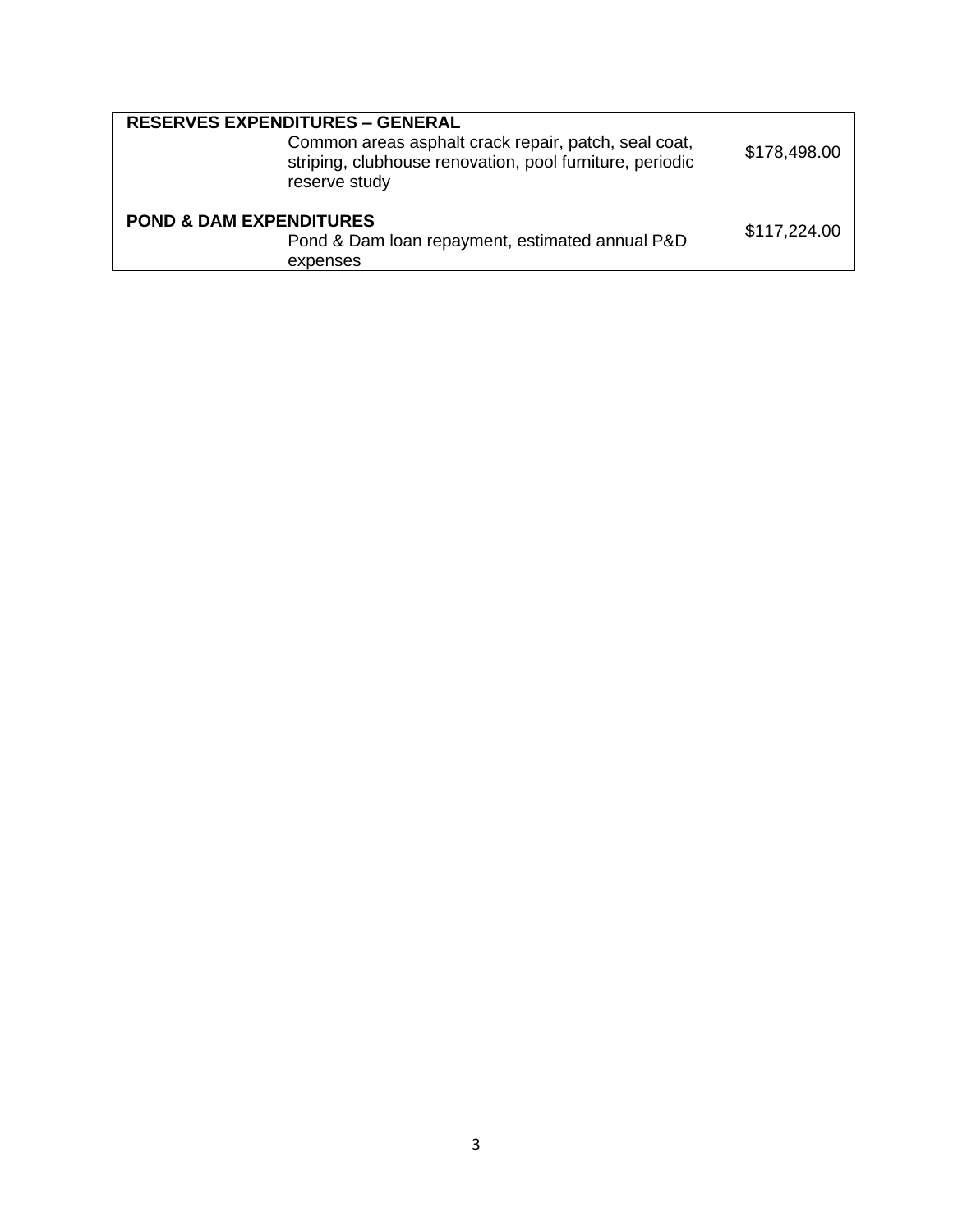| | | |
|---|---|---|
| **RESERVES EXPENDITURES – GENERAL** | | |
| | Common areas asphalt crack repair, patch, seal coat, striping, clubhouse renovation, pool furniture, periodic reserve study | $178,498.00 |
| **POND & DAM EXPENDITURES** | | |
| | Pond & Dam loan repayment, estimated annual P&D expenses | $117,224.00 |